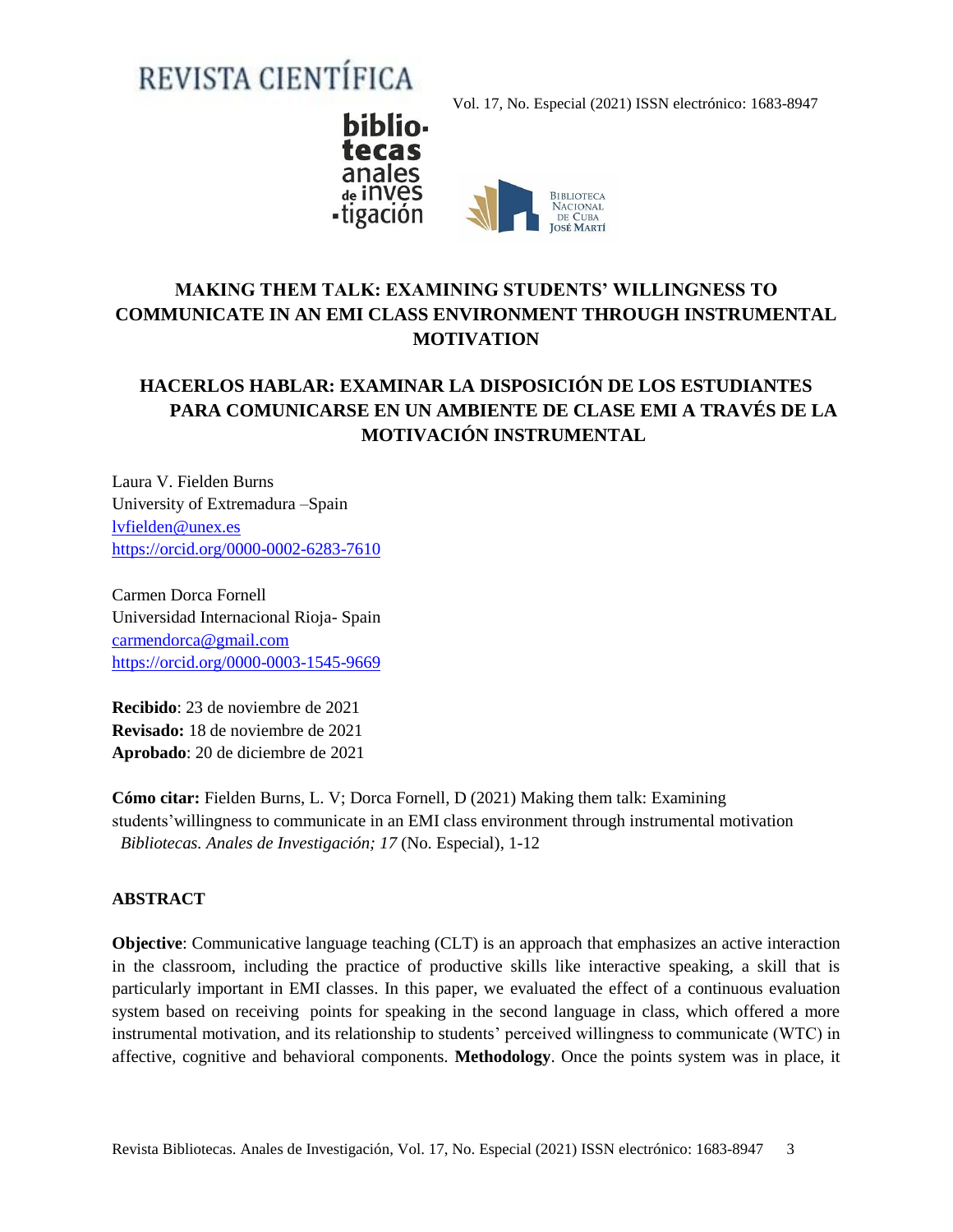# MAKING THEM TALK: EXAMINING STUDENTS' WILLINGNESS TO COMMUNICATE IN AN EMI CLASS ENVIRONMENT THROUGH INSTRUMENTAL MOTIVATION

# HACERLOS HABLAR: EXAMINAR LA DISPOSICIÓN DE LOS ESTUDIANTES PARA COMUNICARSE EN UN AMBIENTE DE CLASE EMI A TRAVÉS DE LA MOTIVACIÓN INSTRUMENTAL

Laura V. Fielden Burns
University of Extremadura –Spain
lvfielden@unex.es
https://orcid.org/0000-0002-6283-7610

Carmen Dorca Fornell
Universidad Internacional Rioja- Spain
carmendorca@gmail.com
https://orcid.org/0000-0003-1545-9669

**Recibido**: 23 de noviembre de 2021
**Revisado:** 18 de noviembre de 2021
**Aprobado**: 20 de diciembre de 2021

**Cómo citar:** Fielden Burns, L. V; Dorca Fornell, D (2021) Making them talk: Examining students'willingness to communicate in an EMI class environment through instrumental motivation *Bibliotecas. Anales de Investigación; 17* (No. Especial), 1-12

## ABSTRACT

**Objective**: Communicative language teaching (CLT) is an approach that emphasizes an active interaction in the classroom, including the practice of productive skills like interactive speaking, a skill that is particularly important in EMI classes. In this paper, we evaluated the effect of a continuous evaluation system based on receiving points for speaking in the second language in class, which offered a more instrumental motivation, and its relationship to students' perceived willingness to communicate (WTC) in affective, cognitive and behavioral components. **Methodology**. Once the points system was in place, it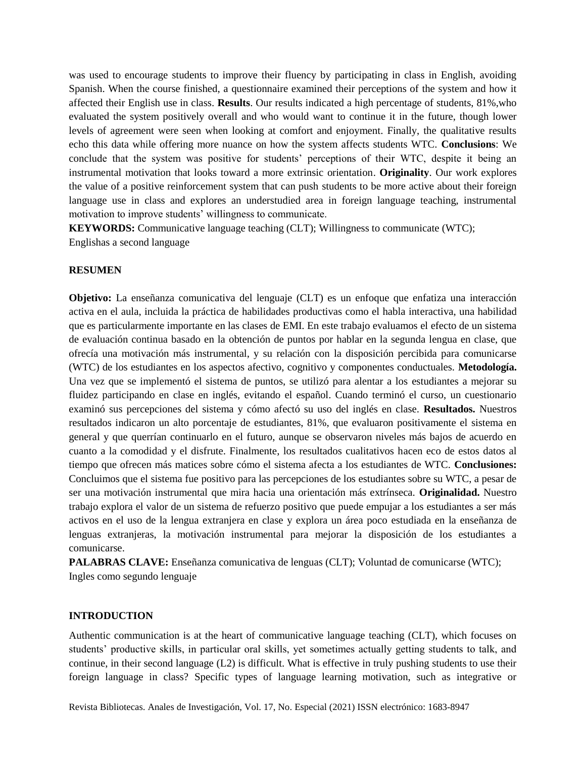was used to encourage students to improve their fluency by participating in class in English, avoiding Spanish. When the course finished, a questionnaire examined their perceptions of the system and how it affected their English use in class. **Results**. Our results indicated a high percentage of students, 81%,who evaluated the system positively overall and who would want to continue it in the future, though lower levels of agreement were seen when looking at comfort and enjoyment. Finally, the qualitative results echo this data while offering more nuance on how the system affects students WTC. **Conclusions**: We conclude that the system was positive for students' perceptions of their WTC, despite it being an instrumental motivation that looks toward a more extrinsic orientation. **Originality**. Our work explores the value of a positive reinforcement system that can push students to be more active about their foreign language use in class and explores an understudied area in foreign language teaching, instrumental motivation to improve students' willingness to communicate.

**KEYWORDS:** Communicative language teaching (CLT); Willingness to communicate (WTC); Englishas a second language

## RESUMEN

**Objetivo:** La enseñanza comunicativa del lenguaje (CLT) es un enfoque que enfatiza una interacción activa en el aula, incluida la práctica de habilidades productivas como el habla interactiva, una habilidad que es particularmente importante en las clases de EMI. En este trabajo evaluamos el efecto de un sistema de evaluación continua basado en la obtención de puntos por hablar en la segunda lengua en clase, que ofrecía una motivación más instrumental, y su relación con la disposición percibida para comunicarse (WTC) de los estudiantes en los aspectos afectivo, cognitivo y componentes conductuales. **Metodología.** Una vez que se implementó el sistema de puntos, se utilizó para alentar a los estudiantes a mejorar su fluidez participando en clase en inglés, evitando el español. Cuando terminó el curso, un cuestionario examinó sus percepciones del sistema y cómo afectó su uso del inglés en clase. **Resultados.** Nuestros resultados indicaron un alto porcentaje de estudiantes, 81%, que evaluaron positivamente el sistema en general y que querrían continuarlo en el futuro, aunque se observaron niveles más bajos de acuerdo en cuanto a la comodidad y el disfrute. Finalmente, los resultados cualitativos hacen eco de estos datos al tiempo que ofrecen más matices sobre cómo el sistema afecta a los estudiantes de WTC. **Conclusiones:** Concluimos que el sistema fue positivo para las percepciones de los estudiantes sobre su WTC, a pesar de ser una motivación instrumental que mira hacia una orientación más extrínseca. **Originalidad.** Nuestro trabajo explora el valor de un sistema de refuerzo positivo que puede empujar a los estudiantes a ser más activos en el uso de la lengua extranjera en clase y explora un área poco estudiada en la enseñanza de lenguas extranjeras, la motivación instrumental para mejorar la disposición de los estudiantes a comunicarse.

**PALABRAS CLAVE:** Enseñanza comunicativa de lenguas (CLT); Voluntad de comunicarse (WTC); Ingles como segundo lenguaje

## INTRODUCTION

Authentic communication is at the heart of communicative language teaching (CLT), which focuses on students' productive skills, in particular oral skills, yet sometimes actually getting students to talk, and continue, in their second language (L2) is difficult. What is effective in truly pushing students to use their foreign language in class? Specific types of language learning motivation, such as integrative or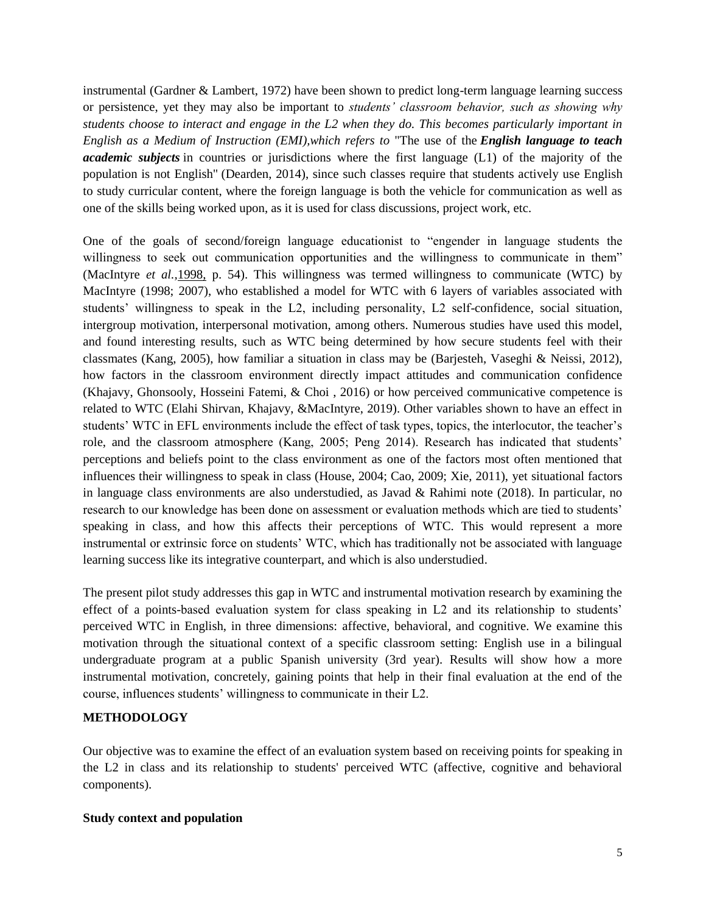instrumental (Gardner & Lambert, 1972) have been shown to predict long-term language learning success or persistence, yet they may also be important to *students' classroom behavior, such as showing why students choose to interact and engage in the L2 when they do. This becomes particularly important in English as a Medium of Instruction (EMI),which refers to* "The use of the ***English language to teach academic subjects*** in countries or jurisdictions where the first language (L1) of the majority of the population is not English" (Dearden, 2014), since such classes require that students actively use English to study curricular content, where the foreign language is both the vehicle for communication as well as one of the skills being worked upon, as it is used for class discussions, project work, etc.

One of the goals of second/foreign language educationist to "engender in language students the willingness to seek out communication opportunities and the willingness to communicate in them" (MacIntyre *et al.*,1998, p. 54). This willingness was termed willingness to communicate (WTC) by MacIntyre (1998; 2007), who established a model for WTC with 6 layers of variables associated with students' willingness to speak in the L2, including personality, L2 self-confidence, social situation, intergroup motivation, interpersonal motivation, among others. Numerous studies have used this model, and found interesting results, such as WTC being determined by how secure students feel with their classmates (Kang, 2005), how familiar a situation in class may be (Barjesteh, Vaseghi & Neissi, 2012), how factors in the classroom environment directly impact attitudes and communication confidence (Khajavy, Ghonsooly, Hosseini Fatemi, & Choi , 2016) or how perceived communicative competence is related to WTC (Elahi Shirvan, Khajavy, &MacIntyre, 2019). Other variables shown to have an effect in students' WTC in EFL environments include the effect of task types, topics, the interlocutor, the teacher's role, and the classroom atmosphere (Kang, 2005; Peng 2014). Research has indicated that students' perceptions and beliefs point to the class environment as one of the factors most often mentioned that influences their willingness to speak in class (House, 2004; Cao, 2009; Xie, 2011), yet situational factors in language class environments are also understudied, as Javad & Rahimi note (2018). In particular, no research to our knowledge has been done on assessment or evaluation methods which are tied to students' speaking in class, and how this affects their perceptions of WTC. This would represent a more instrumental or extrinsic force on students' WTC, which has traditionally not be associated with language learning success like its integrative counterpart, and which is also understudied.

The present pilot study addresses this gap in WTC and instrumental motivation research by examining the effect of a points-based evaluation system for class speaking in L2 and its relationship to students' perceived WTC in English, in three dimensions: affective, behavioral, and cognitive. We examine this motivation through the situational context of a specific classroom setting: English use in a bilingual undergraduate program at a public Spanish university (3rd year). Results will show how a more instrumental motivation, concretely, gaining points that help in their final evaluation at the end of the course, influences students' willingness to communicate in their L2.

## METHODOLOGY

Our objective was to examine the effect of an evaluation system based on receiving points for speaking in the L2 in class and its relationship to students' perceived WTC (affective, cognitive and behavioral components).

### Study context and population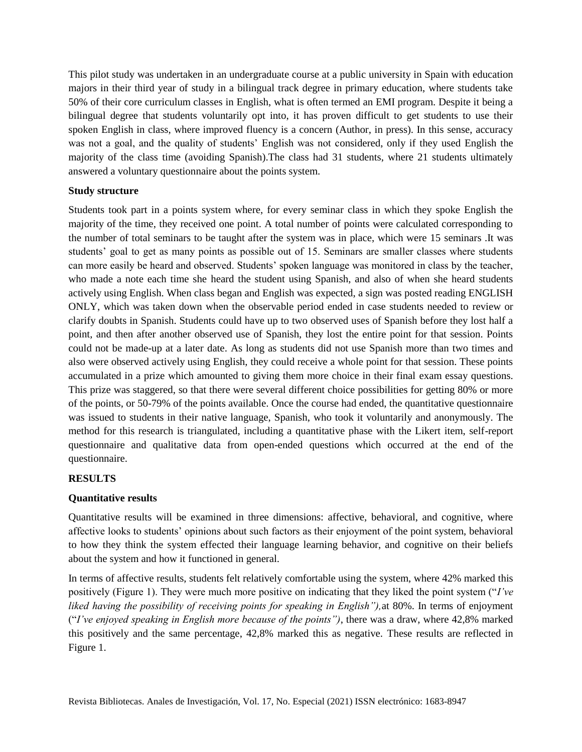This pilot study was undertaken in an undergraduate course at a public university in Spain with education majors in their third year of study in a bilingual track degree in primary education, where students take 50% of their core curriculum classes in English, what is often termed an EMI program. Despite it being a bilingual degree that students voluntarily opt into, it has proven difficult to get students to use their spoken English in class, where improved fluency is a concern (Author, in press). In this sense, accuracy was not a goal, and the quality of students' English was not considered, only if they used English the majority of the class time (avoiding Spanish).The class had 31 students, where 21 students ultimately answered a voluntary questionnaire about the points system.

**Study structure**

Students took part in a points system where, for every seminar class in which they spoke English the majority of the time, they received one point. A total number of points were calculated corresponding to the number of total seminars to be taught after the system was in place, which were 15 seminars .It was students' goal to get as many points as possible out of 15. Seminars are smaller classes where students can more easily be heard and observed. Students' spoken language was monitored in class by the teacher, who made a note each time she heard the student using Spanish, and also of when she heard students actively using English. When class began and English was expected, a sign was posted reading ENGLISH ONLY, which was taken down when the observable period ended in case students needed to review or clarify doubts in Spanish. Students could have up to two observed uses of Spanish before they lost half a point, and then after another observed use of Spanish, they lost the entire point for that session. Points could not be made-up at a later date. As long as students did not use Spanish more than two times and also were observed actively using English, they could receive a whole point for that session. These points accumulated in a prize which amounted to giving them more choice in their final exam essay questions. This prize was staggered, so that there were several different choice possibilities for getting 80% or more of the points, or 50-79% of the points available. Once the course had ended, the quantitative questionnaire was issued to students in their native language, Spanish, who took it voluntarily and anonymously. The method for this research is triangulated, including a quantitative phase with the Likert item, self-report questionnaire and qualitative data from open-ended questions which occurred at the end of the questionnaire.

**RESULTS**

**Quantitative results**

Quantitative results will be examined in three dimensions: affective, behavioral, and cognitive, where affective looks to students' opinions about such factors as their enjoyment of the point system, behavioral to how they think the system effected their language learning behavior, and cognitive on their beliefs about the system and how it functioned in general.

In terms of affective results, students felt relatively comfortable using the system, where 42% marked this positively (Figure 1). They were much more positive on indicating that they liked the point system ("*I've liked having the possibility of receiving points for speaking in English"),* at 80%. In terms of enjoyment ("*I've enjoyed speaking in English more because of the points")*, there was a draw, where 42,8% marked this positively and the same percentage, 42,8% marked this as negative. These results are reflected in Figure 1.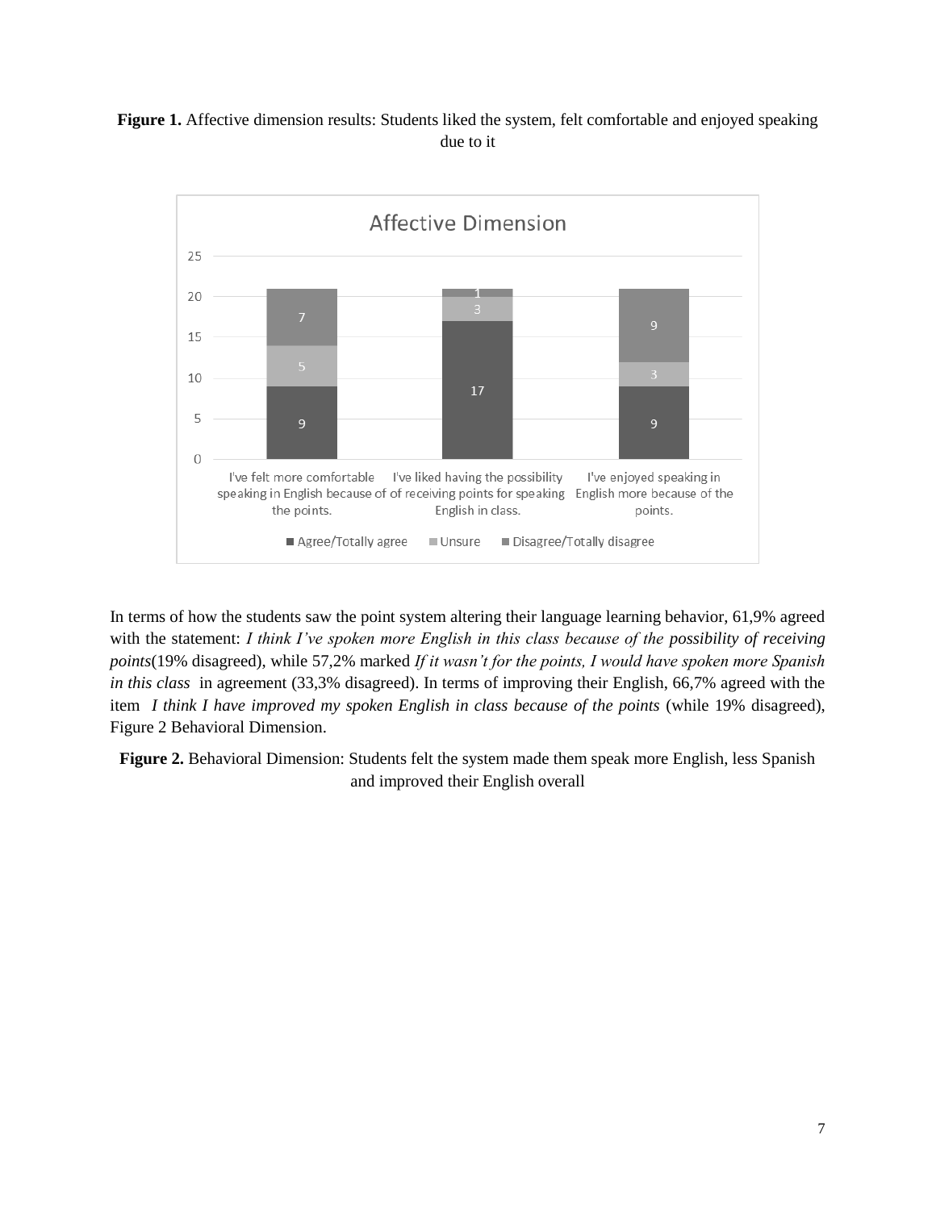**Figure 1.** Affective dimension results: Students liked the system, felt comfortable and enjoyed speaking due to it

In terms of how the students saw the point system altering their language learning behavior, 61,9% agreed with the statement: *I think I've spoken more English in this class because of the possibility of receiving points*(19% disagreed), while 57,2% marked *If it wasn't for the points, I would have spoken more Spanish in this class* in agreement (33,3% disagreed). In terms of improving their English, 66,7% agreed with the item *I think I have improved my spoken English in class because of the points* (while 19% disagreed), Figure 2 Behavioral Dimension.

**Figure 2.** Behavioral Dimension: Students felt the system made them speak more English, less Spanish and improved their English overall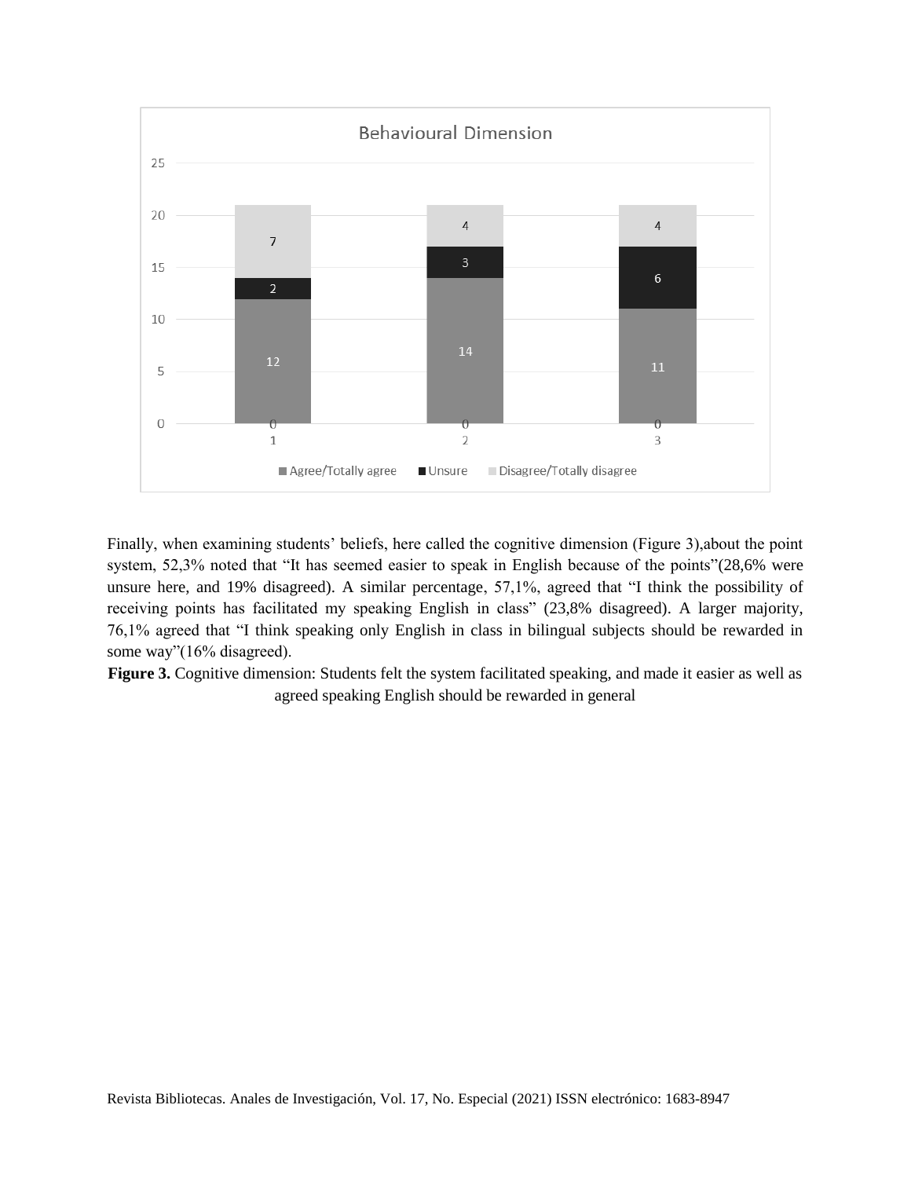Finally, when examining students' beliefs, here called the cognitive dimension (Figure 3),about the point system, 52,3% noted that "It has seemed easier to speak in English because of the points"(28,6% were unsure here, and 19% disagreed). A similar percentage, 57,1%, agreed that "I think the possibility of receiving points has facilitated my speaking English in class" (23,8% disagreed). A larger majority, 76,1% agreed that "I think speaking only English in class in bilingual subjects should be rewarded in some way"(16% disagreed).

**Figure 3.** Cognitive dimension: Students felt the system facilitated speaking, and made it easier as well as agreed speaking English should be rewarded in general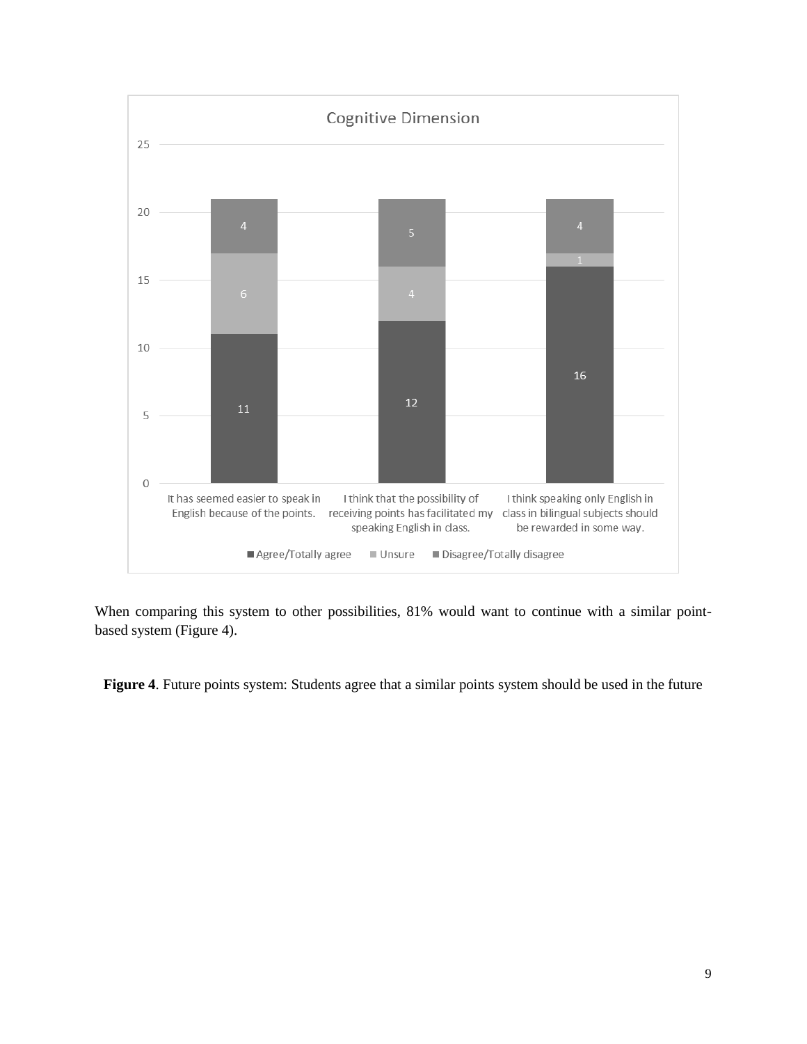**Cognitive Dimension**

| | Agree/Totally agree | Unsure | Disagree/Totally disagree |
|---|---|---|---|
| It has seemed easier to speak in English because of the points. | 11 | 6 | 4 |
| I think that the possibility of receiving points has facilitated my speaking English in class. | 12 | 4 | 5 |
| I think speaking only English in class in bilingual subjects should be rewarded in some way. | 16 | 1 | 4 |

When comparing this system to other possibilities, 81% would want to continue with a similar point-based system (Figure 4).

**Figure 4**. Future points system: Students agree that a similar points system should be used in the future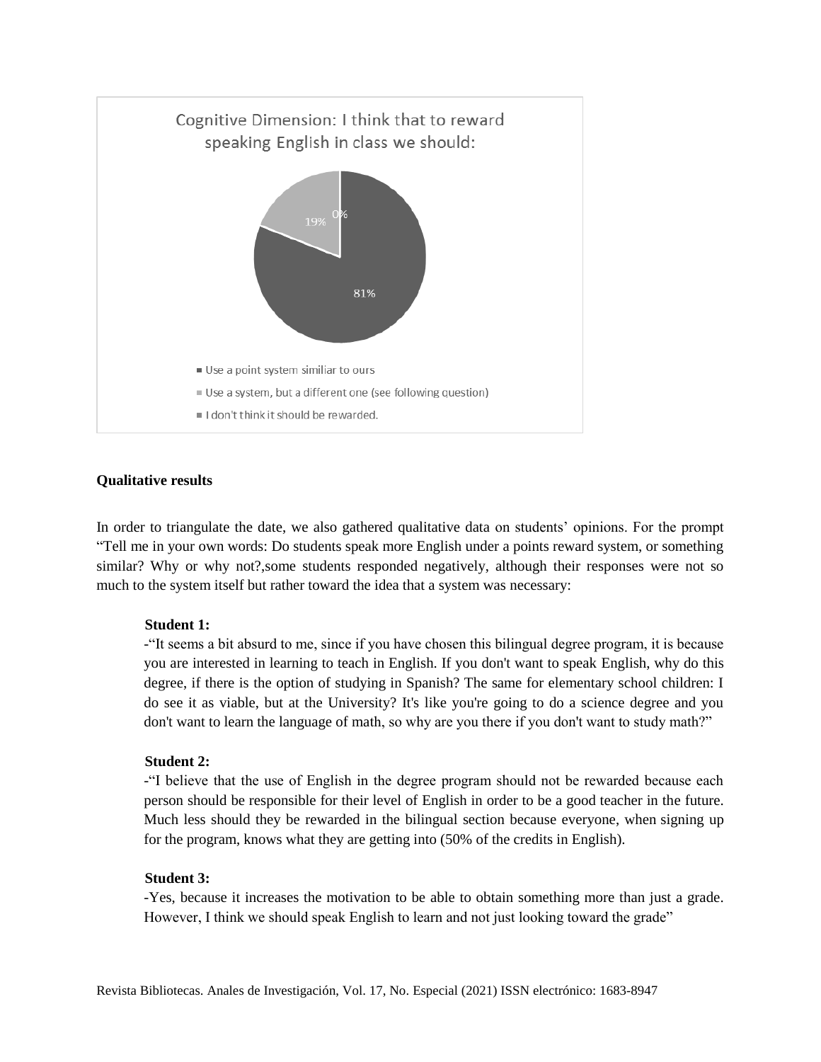Cognitive Dimension: I think that to reward speaking English in class we should:

- Use a point system similiar to ours — 81%
- Use a system, but a different one (see following question) — 19%
- I don't think it should be rewarded. — 0%

**Qualitative results**

In order to triangulate the date, we also gathered qualitative data on students' opinions. For the prompt "Tell me in your own words: Do students speak more English under a points reward system, or something similar? Why or why not?,some students responded negatively, although their responses were not so much to the system itself but rather toward the idea that a system was necessary:

**Student 1:**

-"It seems a bit absurd to me, since if you have chosen this bilingual degree program, it is because you are interested in learning to teach in English. If you don't want to speak English, why do this degree, if there is the option of studying in Spanish? The same for elementary school children: I do see it as viable, but at the University? It's like you're going to do a science degree and you don't want to learn the language of math, so why are you there if you don't want to study math?"

**Student 2:**

-"I believe that the use of English in the degree program should not be rewarded because each person should be responsible for their level of English in order to be a good teacher in the future. Much less should they be rewarded in the bilingual section because everyone, when signing up for the program, knows what they are getting into (50% of the credits in English).

**Student 3:**

-Yes, because it increases the motivation to be able to obtain something more than just a grade. However, I think we should speak English to learn and not just looking toward the grade"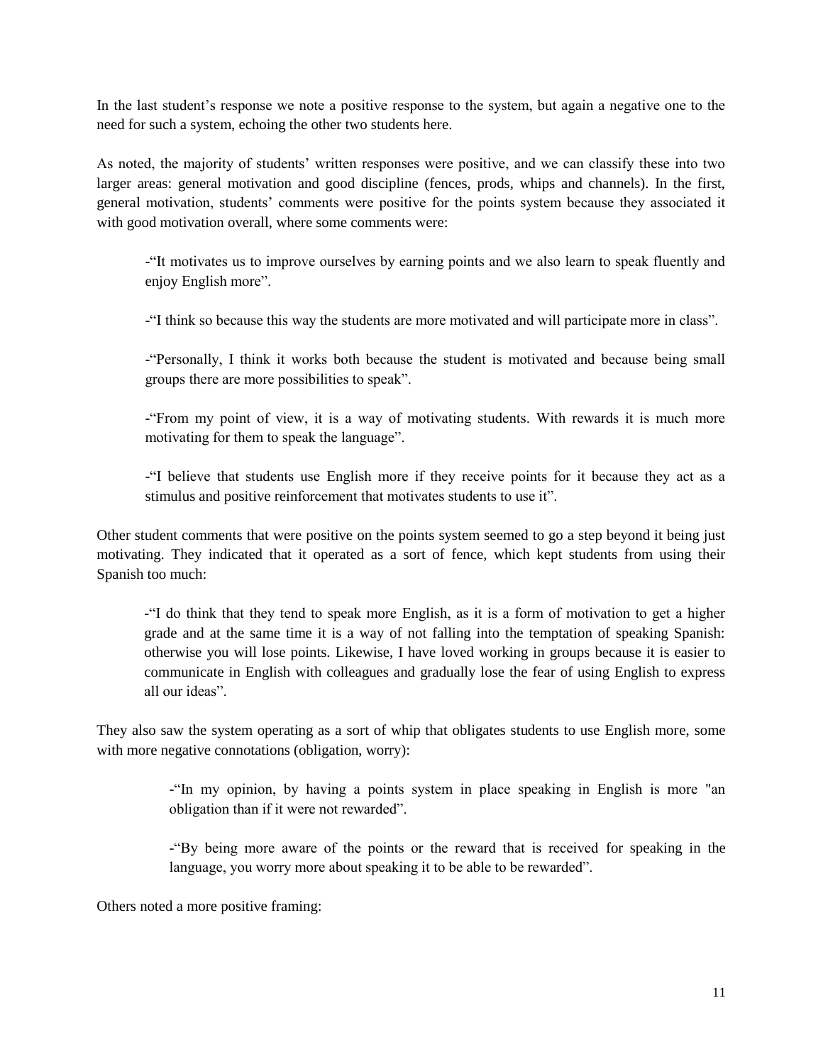In the last student's response we note a positive response to the system, but again a negative one to the need for such a system, echoing the other two students here.

As noted, the majority of students' written responses were positive, and we can classify these into two larger areas: general motivation and good discipline (fences, prods, whips and channels). In the first, general motivation, students' comments were positive for the points system because they associated it with good motivation overall, where some comments were:

> -"It motivates us to improve ourselves by earning points and we also learn to speak fluently and enjoy English more".
>
> -"I think so because this way the students are more motivated and will participate more in class".
>
> -"Personally, I think it works both because the student is motivated and because being small groups there are more possibilities to speak".
>
> -"From my point of view, it is a way of motivating students. With rewards it is much more motivating for them to speak the language".
>
> -"I believe that students use English more if they receive points for it because they act as a stimulus and positive reinforcement that motivates students to use it".

Other student comments that were positive on the points system seemed to go a step beyond it being just motivating. They indicated that it operated as a sort of fence, which kept students from using their Spanish too much:

> -"I do think that they tend to speak more English, as it is a form of motivation to get a higher grade and at the same time it is a way of not falling into the temptation of speaking Spanish: otherwise you will lose points. Likewise, I have loved working in groups because it is easier to communicate in English with colleagues and gradually lose the fear of using English to express all our ideas".

They also saw the system operating as a sort of whip that obligates students to use English more, some with more negative connotations (obligation, worry):

> -"In my opinion, by having a points system in place speaking in English is more "an obligation than if it were not rewarded".
>
> -"By being more aware of the points or the reward that is received for speaking in the language, you worry more about speaking it to be able to be rewarded".

Others noted a more positive framing: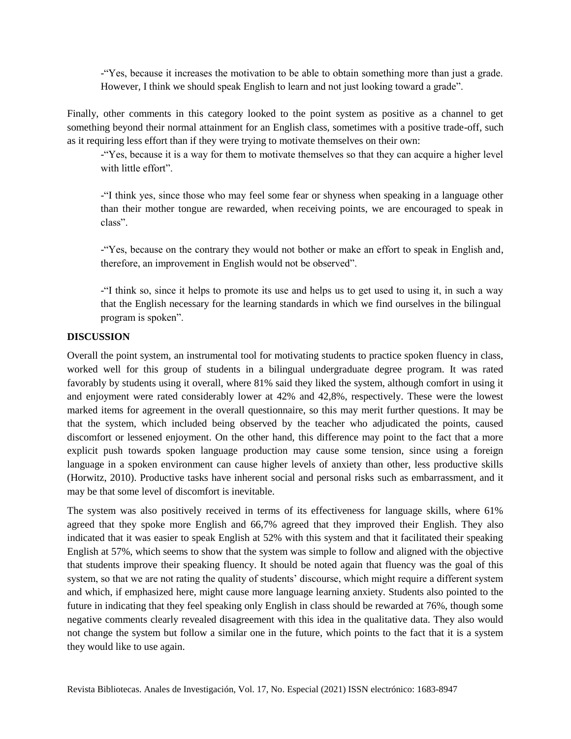-"Yes, because it increases the motivation to be able to obtain something more than just a grade. However, I think we should speak English to learn and not just looking toward a grade".

Finally, other comments in this category looked to the point system as positive as a channel to get something beyond their normal attainment for an English class, sometimes with a positive trade-off, such as it requiring less effort than if they were trying to motivate themselves on their own:

-"Yes, because it is a way for them to motivate themselves so that they can acquire a higher level with little effort".

-"I think yes, since those who may feel some fear or shyness when speaking in a language other than their mother tongue are rewarded, when receiving points, we are encouraged to speak in class".

-"Yes, because on the contrary they would not bother or make an effort to speak in English and, therefore, an improvement in English would not be observed".

-"I think so, since it helps to promote its use and helps us to get used to using it, in such a way that the English necessary for the learning standards in which we find ourselves in the bilingual program is spoken".

## DISCUSSION

Overall the point system, an instrumental tool for motivating students to practice spoken fluency in class, worked well for this group of students in a bilingual undergraduate degree program. It was rated favorably by students using it overall, where 81% said they liked the system, although comfort in using it and enjoyment were rated considerably lower at 42% and 42,8%, respectively. These were the lowest marked items for agreement in the overall questionnaire, so this may merit further questions. It may be that the system, which included being observed by the teacher who adjudicated the points, caused discomfort or lessened enjoyment. On the other hand, this difference may point to the fact that a more explicit push towards spoken language production may cause some tension, since using a foreign language in a spoken environment can cause higher levels of anxiety than other, less productive skills (Horwitz, 2010). Productive tasks have inherent social and personal risks such as embarrassment, and it may be that some level of discomfort is inevitable.

The system was also positively received in terms of its effectiveness for language skills, where 61% agreed that they spoke more English and 66,7% agreed that they improved their English. They also indicated that it was easier to speak English at 52% with this system and that it facilitated their speaking English at 57%, which seems to show that the system was simple to follow and aligned with the objective that students improve their speaking fluency. It should be noted again that fluency was the goal of this system, so that we are not rating the quality of students' discourse, which might require a different system and which, if emphasized here, might cause more language learning anxiety. Students also pointed to the future in indicating that they feel speaking only English in class should be rewarded at 76%, though some negative comments clearly revealed disagreement with this idea in the qualitative data. They also would not change the system but follow a similar one in the future, which points to the fact that it is a system they would like to use again.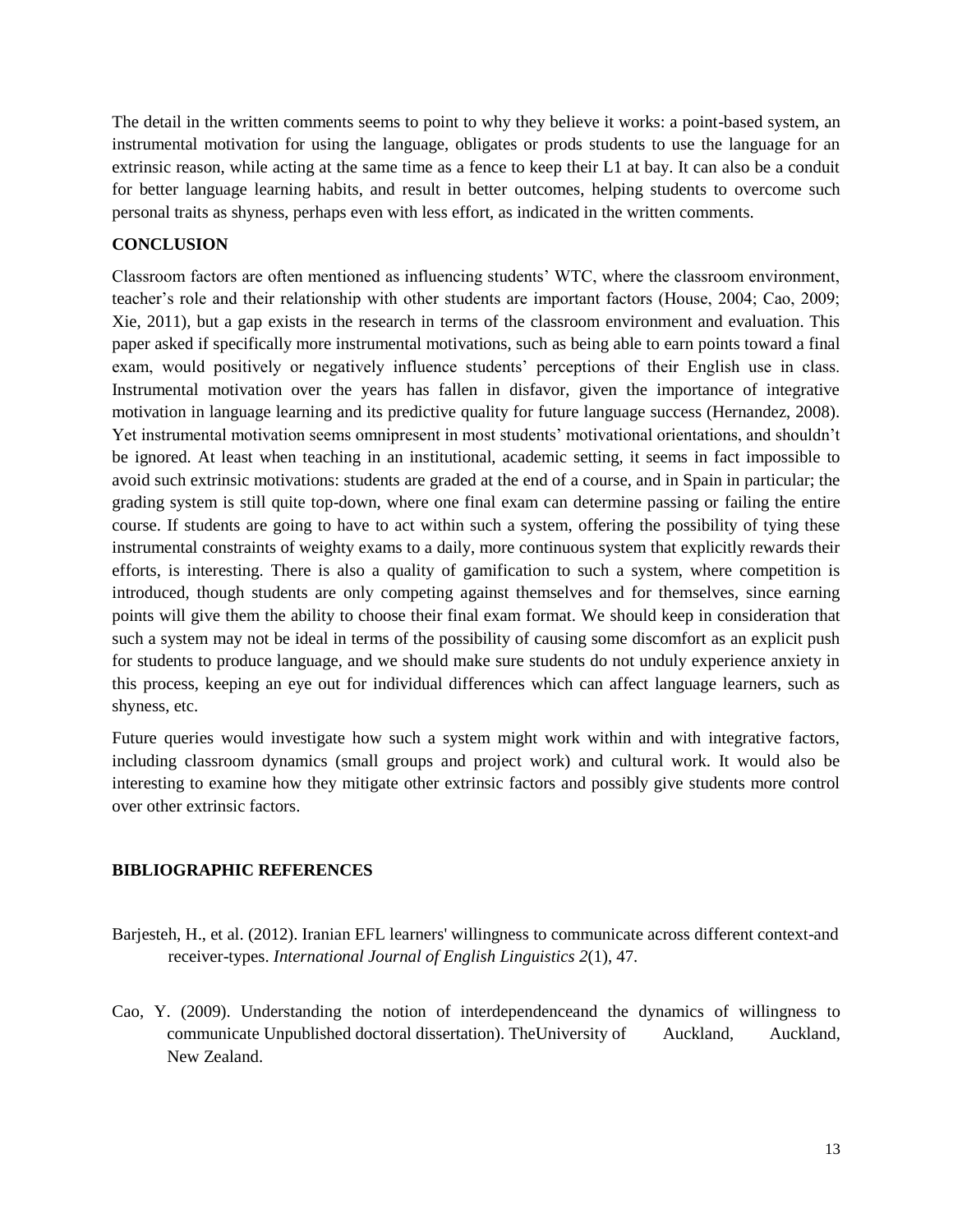The detail in the written comments seems to point to why they believe it works: a point-based system, an instrumental motivation for using the language, obligates or prods students to use the language for an extrinsic reason, while acting at the same time as a fence to keep their L1 at bay. It can also be a conduit for better language learning habits, and result in better outcomes, helping students to overcome such personal traits as shyness, perhaps even with less effort, as indicated in the written comments.

## CONCLUSION

Classroom factors are often mentioned as influencing students' WTC, where the classroom environment, teacher's role and their relationship with other students are important factors (House, 2004; Cao, 2009; Xie, 2011), but a gap exists in the research in terms of the classroom environment and evaluation. This paper asked if specifically more instrumental motivations, such as being able to earn points toward a final exam, would positively or negatively influence students' perceptions of their English use in class. Instrumental motivation over the years has fallen in disfavor, given the importance of integrative motivation in language learning and its predictive quality for future language success (Hernandez, 2008). Yet instrumental motivation seems omnipresent in most students' motivational orientations, and shouldn't be ignored. At least when teaching in an institutional, academic setting, it seems in fact impossible to avoid such extrinsic motivations: students are graded at the end of a course, and in Spain in particular; the grading system is still quite top-down, where one final exam can determine passing or failing the entire course. If students are going to have to act within such a system, offering the possibility of tying these instrumental constraints of weighty exams to a daily, more continuous system that explicitly rewards their efforts, is interesting. There is also a quality of gamification to such a system, where competition is introduced, though students are only competing against themselves and for themselves, since earning points will give them the ability to choose their final exam format. We should keep in consideration that such a system may not be ideal in terms of the possibility of causing some discomfort as an explicit push for students to produce language, and we should make sure students do not unduly experience anxiety in this process, keeping an eye out for individual differences which can affect language learners, such as shyness, etc.

Future queries would investigate how such a system might work within and with integrative factors, including classroom dynamics (small groups and project work) and cultural work. It would also be interesting to examine how they mitigate other extrinsic factors and possibly give students more control over other extrinsic factors.

## BIBLIOGRAPHIC REFERENCES

Barjesteh, H., et al. (2012). Iranian EFL learners' willingness to communicate across different context-and receiver-types. *International Journal of English Linguistics 2*(1), 47.

Cao, Y. (2009). Understanding the notion of interdependenceand the dynamics of willingness to communicate Unpublished doctoral dissertation). TheUniversity of Auckland, Auckland, New Zealand.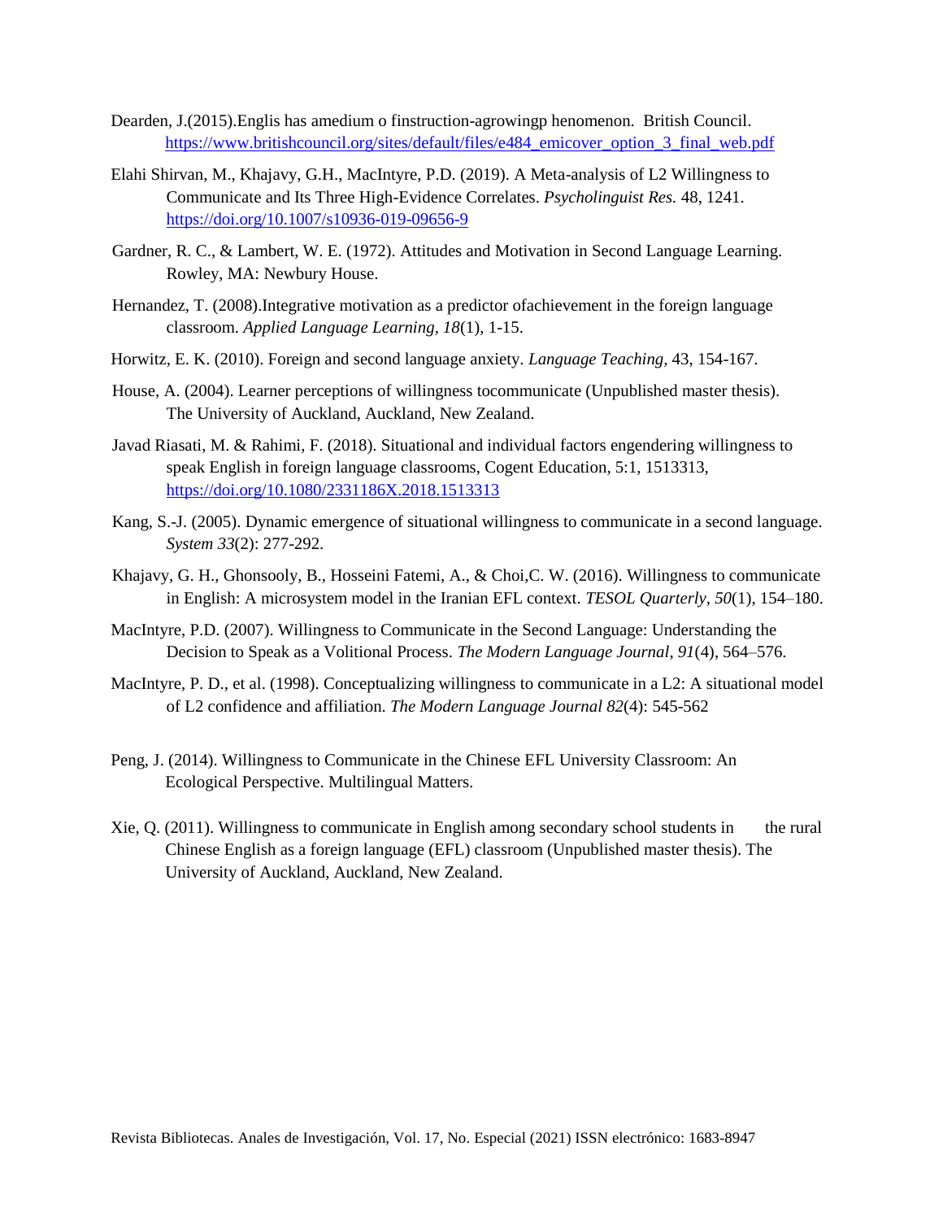Dearden, J.(2015).Englis has amedium o finstruction-agrowingp henomenon. British Council. https://www.britishcouncil.org/sites/default/files/e484_emicover_option_3_final_web.pdf

Elahi Shirvan, M., Khajavy, G.H., MacIntyre, P.D. (2019). A Meta-analysis of L2 Willingness to Communicate and Its Three High-Evidence Correlates. *Psycholinguist Res.* 48, 1241. https://doi.org/10.1007/s10936-019-09656-9

Gardner, R. C., & Lambert, W. E. (1972). Attitudes and Motivation in Second Language Learning. Rowley, MA: Newbury House.

Hernandez, T. (2008).Integrative motivation as a predictor ofachievement in the foreign language classroom. *Applied Language Learning, 18*(1), 1-15.

Horwitz, E. K. (2010). Foreign and second language anxiety. *Language Teaching,* 43, 154-167.

House, A. (2004). Learner perceptions of willingness tocommunicate (Unpublished master thesis). The University of Auckland, Auckland, New Zealand.

Javad Riasati, M. & Rahimi, F. (2018). Situational and individual factors engendering willingness to speak English in foreign language classrooms, Cogent Education, 5:1, 1513313, https://doi.org/10.1080/2331186X.2018.1513313

Kang, S.-J. (2005). Dynamic emergence of situational willingness to communicate in a second language. *System 33*(2): 277-292.

Khajavy, G. H., Ghonsooly, B., Hosseini Fatemi, A., & Choi,C. W. (2016). Willingness to communicate in English: A microsystem model in the Iranian EFL context. *TESOL Quarterly, 50*(1), 154–180.

MacIntyre, P.D. (2007). Willingness to Communicate in the Second Language: Understanding the Decision to Speak as a Volitional Process. *The Modern Language Journal*, *91*(4), 564–576.

MacIntyre, P. D., et al. (1998). Conceptualizing willingness to communicate in a L2: A situational model of L2 confidence and affiliation. *The Modern Language Journal 82*(4): 545-562

Peng, J. (2014). Willingness to Communicate in the Chinese EFL University Classroom: An Ecological Perspective. Multilingual Matters.

Xie, Q. (2011). Willingness to communicate in English among secondary school students in the rural Chinese English as a foreign language (EFL) classroom (Unpublished master thesis). The University of Auckland, Auckland, New Zealand.